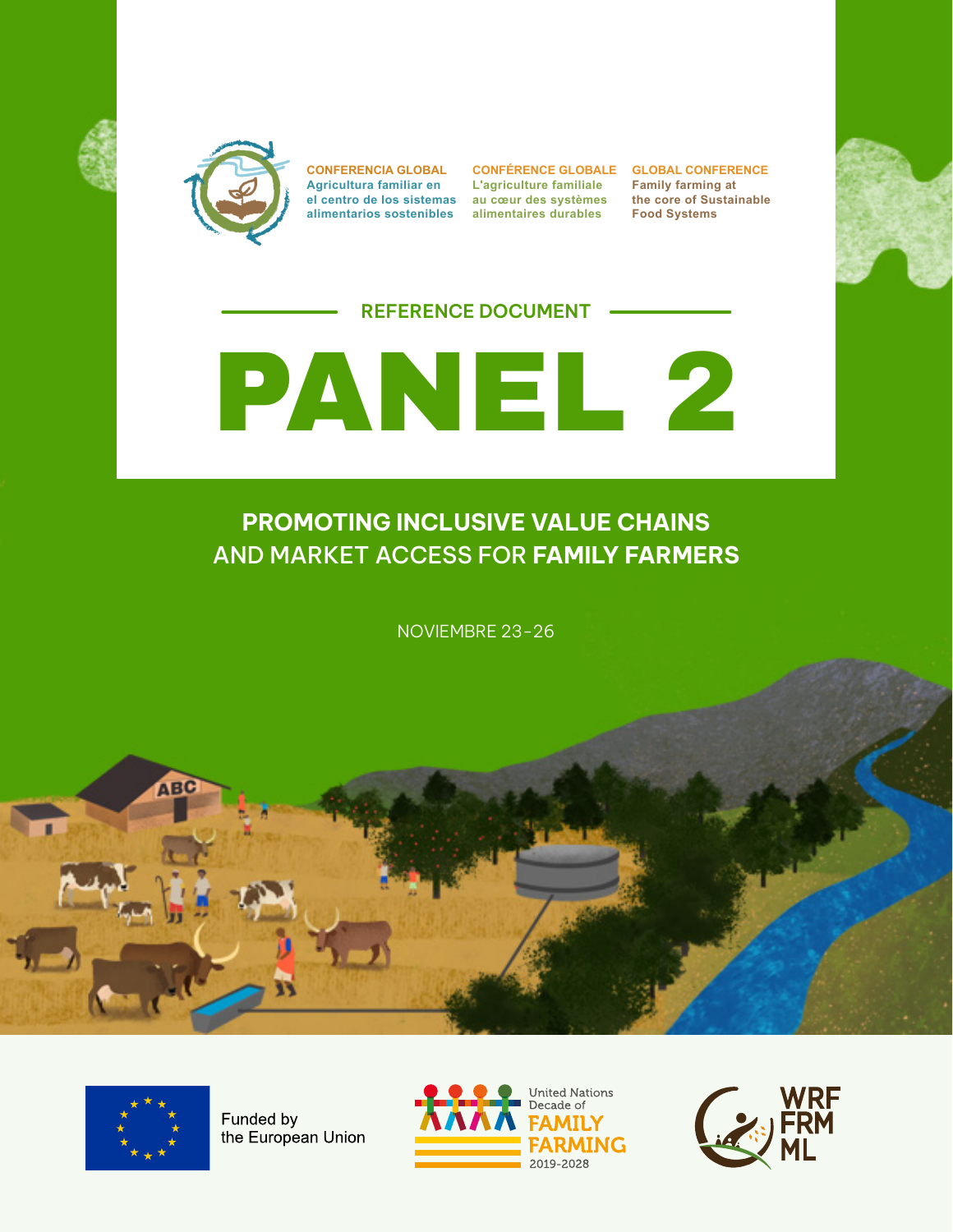**CONFERENCIA GLOBAL**
Agricultura familiar en el centro de los sistemas alimentarios sostenibles

**CONFÉRENCE GLOBALE**
L'agriculture familiale au cœur des systèmes alimentaires durables

**GLOBAL CONFERENCE**
Family farming at the core of Sustainable Food Systems

REFERENCE DOCUMENT

# PANEL 2

## PROMOTING INCLUSIVE VALUE CHAINS AND MARKET ACCESS FOR FAMILY FARMERS

NOVIEMBRE 23-26

Funded by the European Union

United Nations Decade of FAMILY FARMING 2019-2028

WRF FRM ML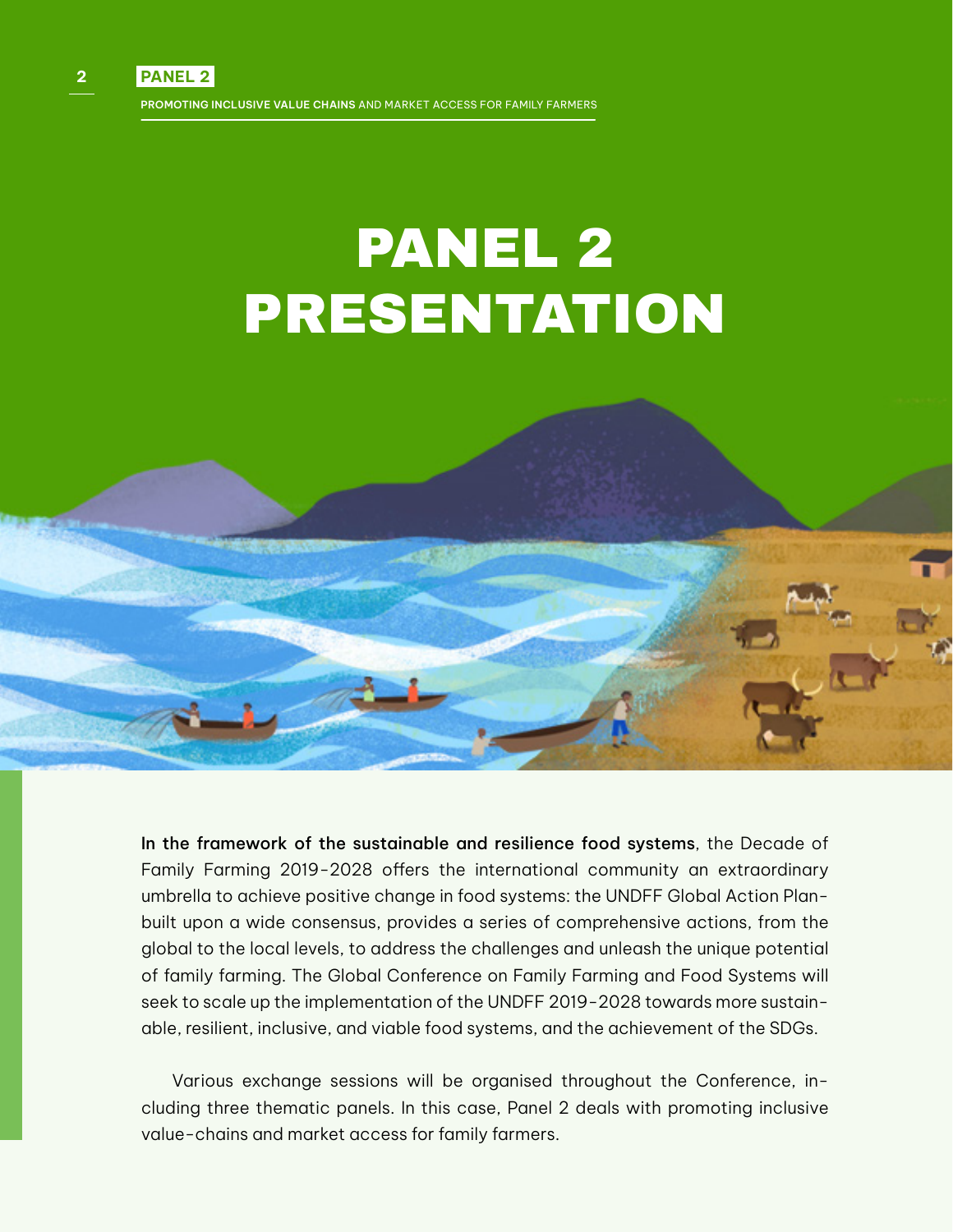# PANEL 2 PRESENTATION

**In the framework of the sustainable and resilience food systems**, the Decade of Family Farming 2019-2028 offers the international community an extraordinary umbrella to achieve positive change in food systems: the UNDFF Global Action Plan-built upon a wide consensus, provides a series of comprehensive actions, from the global to the local levels, to address the challenges and unleash the unique potential of family farming. The Global Conference on Family Farming and Food Systems will seek to scale up the implementation of the UNDFF 2019-2028 towards more sustainable, resilient, inclusive, and viable food systems, and the achievement of the SDGs.

Various exchange sessions will be organised throughout the Conference, including three thematic panels. In this case, Panel 2 deals with promoting inclusive value-chains and market access for family farmers.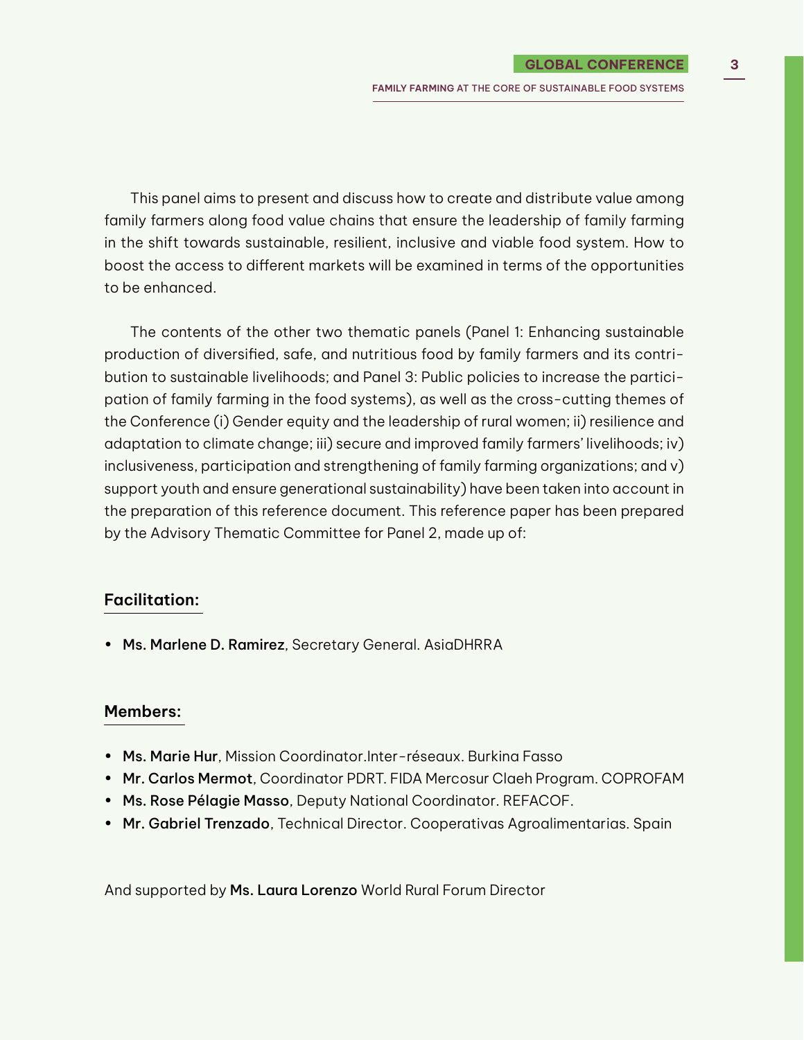This panel aims to present and discuss how to create and distribute value among family farmers along food value chains that ensure the leadership of family farming in the shift towards sustainable, resilient, inclusive and viable food system. How to boost the access to different markets will be examined in terms of the opportunities to be enhanced.

The contents of the other two thematic panels (Panel 1: Enhancing sustainable production of diversified, safe, and nutritious food by family farmers and its contribution to sustainable livelihoods; and Panel 3: Public policies to increase the participation of family farming in the food systems), as well as the cross-cutting themes of the Conference (i) Gender equity and the leadership of rural women; ii) resilience and adaptation to climate change; iii) secure and improved family farmers' livelihoods; iv) inclusiveness, participation and strengthening of family farming organizations; and v) support youth and ensure generational sustainability) have been taken into account in the preparation of this reference document. This reference paper has been prepared by the Advisory Thematic Committee for Panel 2, made up of:

### Facilitation:

- **Ms. Marlene D. Ramirez**, Secretary General. AsiaDHRRA

### Members:

- **Ms. Marie Hur**, Mission Coordinator.Inter-réseaux. Burkina Fasso
- **Mr. Carlos Mermot**, Coordinator PDRT. FIDA Mercosur Claeh Program. COPROFAM
- **Ms. Rose Pélagie Masso**, Deputy National Coordinator. REFACOF.
- **Mr. Gabriel Trenzado**, Technical Director. Cooperativas Agroalimentarias. Spain

And supported by **Ms. Laura Lorenzo** World Rural Forum Director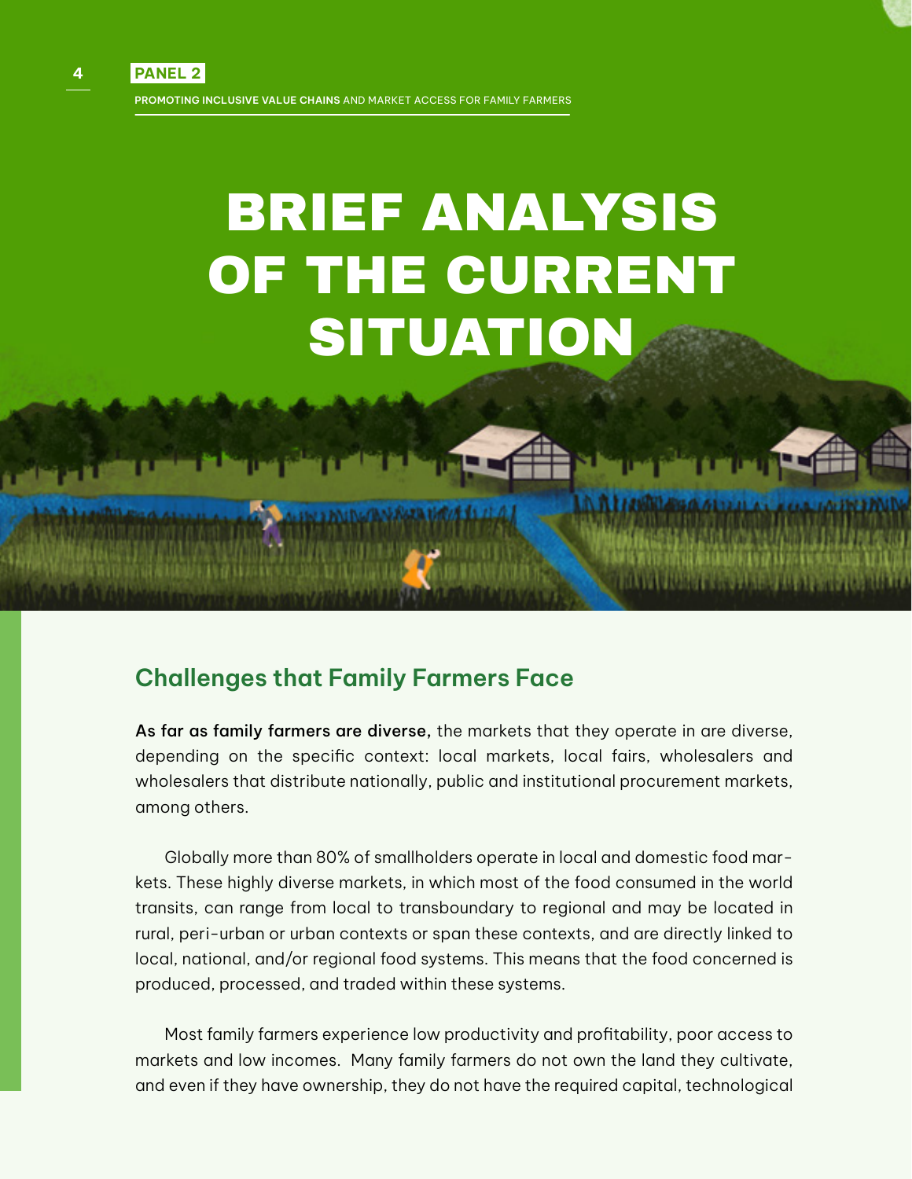# BRIEF ANALYSIS OF THE CURRENT SITUATION

## Challenges that Family Farmers Face

**As far as family farmers are diverse,** the markets that they operate in are diverse, depending on the specific context: local markets, local fairs, wholesalers and wholesalers that distribute nationally, public and institutional procurement markets, among others.

Globally more than 80% of smallholders operate in local and domestic food markets. These highly diverse markets, in which most of the food consumed in the world transits, can range from local to transboundary to regional and may be located in rural, peri-urban or urban contexts or span these contexts, and are directly linked to local, national, and/or regional food systems. This means that the food concerned is produced, processed, and traded within these systems.

Most family farmers experience low productivity and profitability, poor access to markets and low incomes. Many family farmers do not own the land they cultivate, and even if they have ownership, they do not have the required capital, technological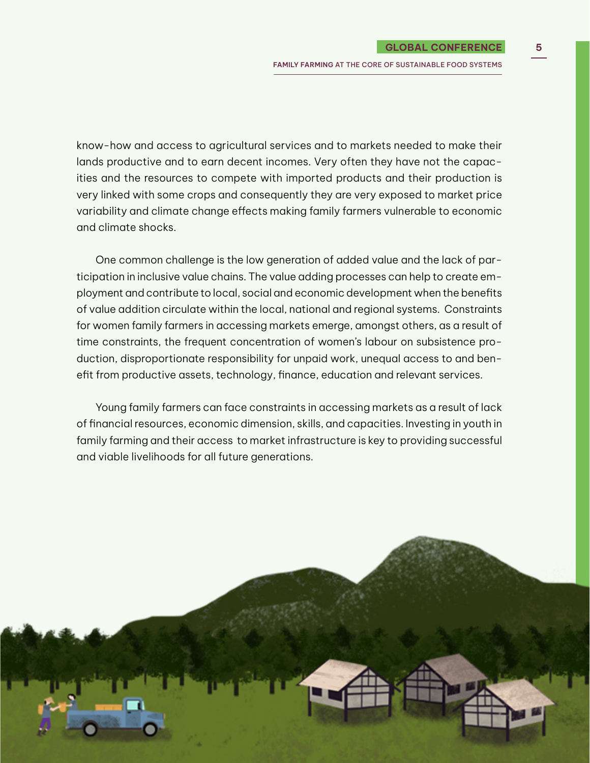know-how and access to agricultural services and to markets needed to make their lands productive and to earn decent incomes. Very often they have not the capacities and the resources to compete with imported products and their production is very linked with some crops and consequently they are very exposed to market price variability and climate change effects making family farmers vulnerable to economic and climate shocks.

One common challenge is the low generation of added value and the lack of participation in inclusive value chains. The value adding processes can help to create employment and contribute to local, social and economic development when the benefits of value addition circulate within the local, national and regional systems. Constraints for women family farmers in accessing markets emerge, amongst others, as a result of time constraints, the frequent concentration of women's labour on subsistence production, disproportionate responsibility for unpaid work, unequal access to and benefit from productive assets, technology, finance, education and relevant services.

Young family farmers can face constraints in accessing markets as a result of lack of financial resources, economic dimension, skills, and capacities. Investing in youth in family farming and their access to market infrastructure is key to providing successful and viable livelihoods for all future generations.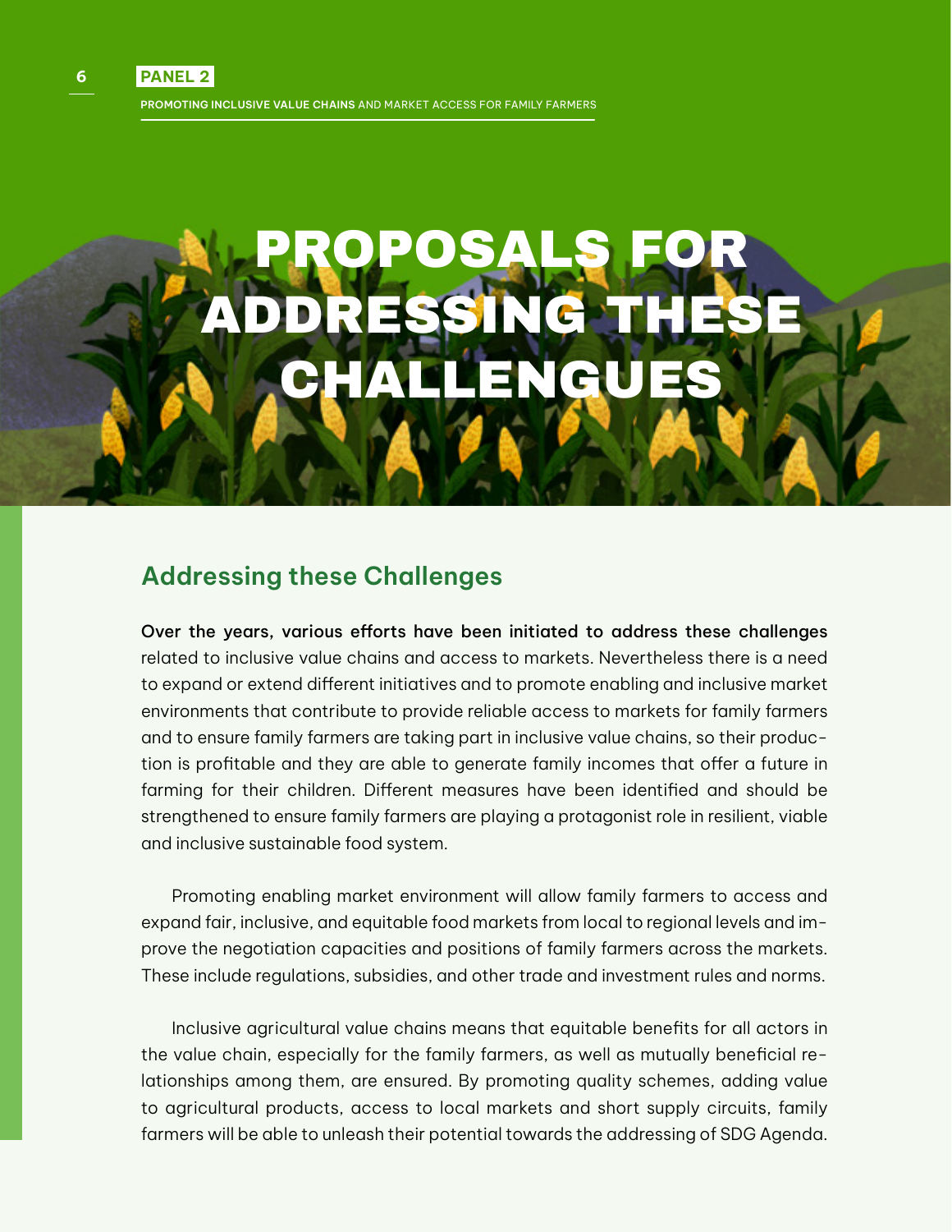# PROPOSALS FOR ADDRESSING THESE CHALLENGUES

## Addressing these Challenges

**Over the years, various efforts have been initiated to address these challenges** related to inclusive value chains and access to markets. Nevertheless there is a need to expand or extend different initiatives and to promote enabling and inclusive market environments that contribute to provide reliable access to markets for family farmers and to ensure family farmers are taking part in inclusive value chains, so their production is profitable and they are able to generate family incomes that offer a future in farming for their children. Different measures have been identified and should be strengthened to ensure family farmers are playing a protagonist role in resilient, viable and inclusive sustainable food system.

Promoting enabling market environment will allow family farmers to access and expand fair, inclusive, and equitable food markets from local to regional levels and improve the negotiation capacities and positions of family farmers across the markets. These include regulations, subsidies, and other trade and investment rules and norms.

Inclusive agricultural value chains means that equitable benefits for all actors in the value chain, especially for the family farmers, as well as mutually beneficial relationships among them, are ensured. By promoting quality schemes, adding value to agricultural products, access to local markets and short supply circuits, family farmers will be able to unleash their potential towards the addressing of SDG Agenda.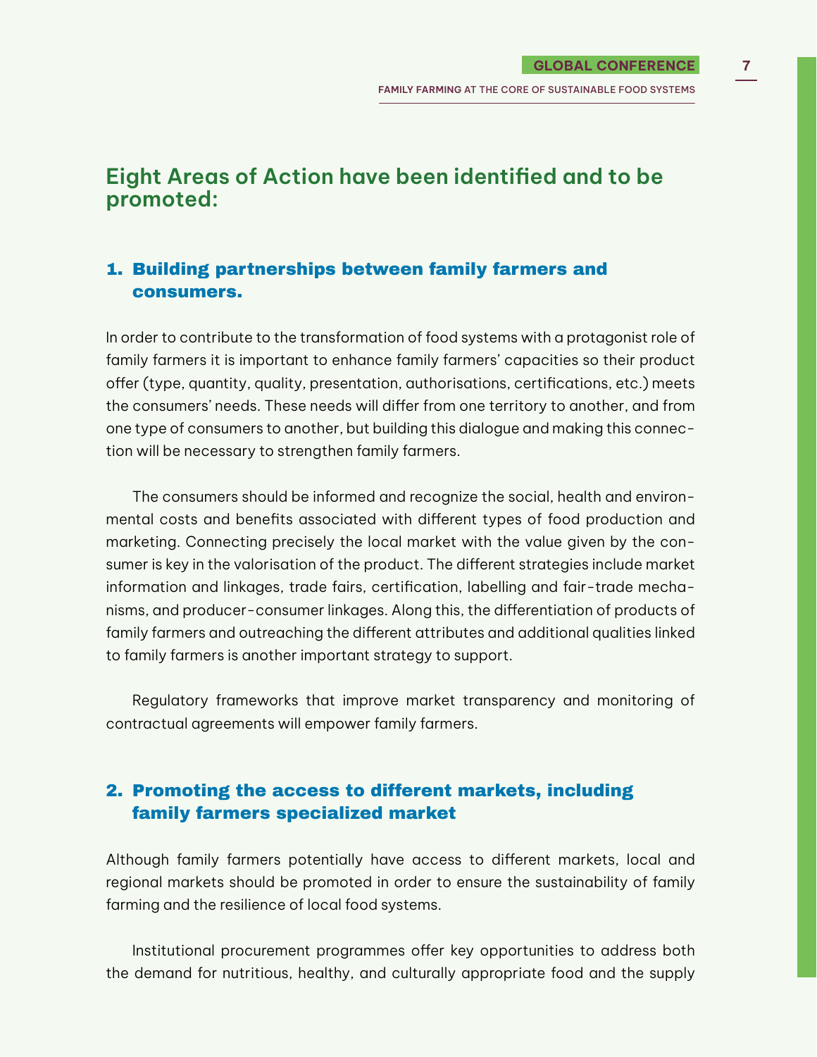## Eight Areas of Action have been identified and to be promoted:

### 1. Building partnerships between family farmers and consumers.

In order to contribute to the transformation of food systems with a protagonist role of family farmers it is important to enhance family farmers' capacities so their product offer (type, quantity, quality, presentation, authorisations, certifications, etc.) meets the consumers' needs. These needs will differ from one territory to another, and from one type of consumers to another, but building this dialogue and making this connection will be necessary to strengthen family farmers.

The consumers should be informed and recognize the social, health and environmental costs and benefits associated with different types of food production and marketing. Connecting precisely the local market with the value given by the consumer is key in the valorisation of the product. The different strategies include market information and linkages, trade fairs, certification, labelling and fair-trade mechanisms, and producer-consumer linkages. Along this, the differentiation of products of family farmers and outreaching the different attributes and additional qualities linked to family farmers is another important strategy to support.

Regulatory frameworks that improve market transparency and monitoring of contractual agreements will empower family farmers.

### 2. Promoting the access to different markets, including family farmers specialized market

Although family farmers potentially have access to different markets, local and regional markets should be promoted in order to ensure the sustainability of family farming and the resilience of local food systems.

Institutional procurement programmes offer key opportunities to address both the demand for nutritious, healthy, and culturally appropriate food and the supply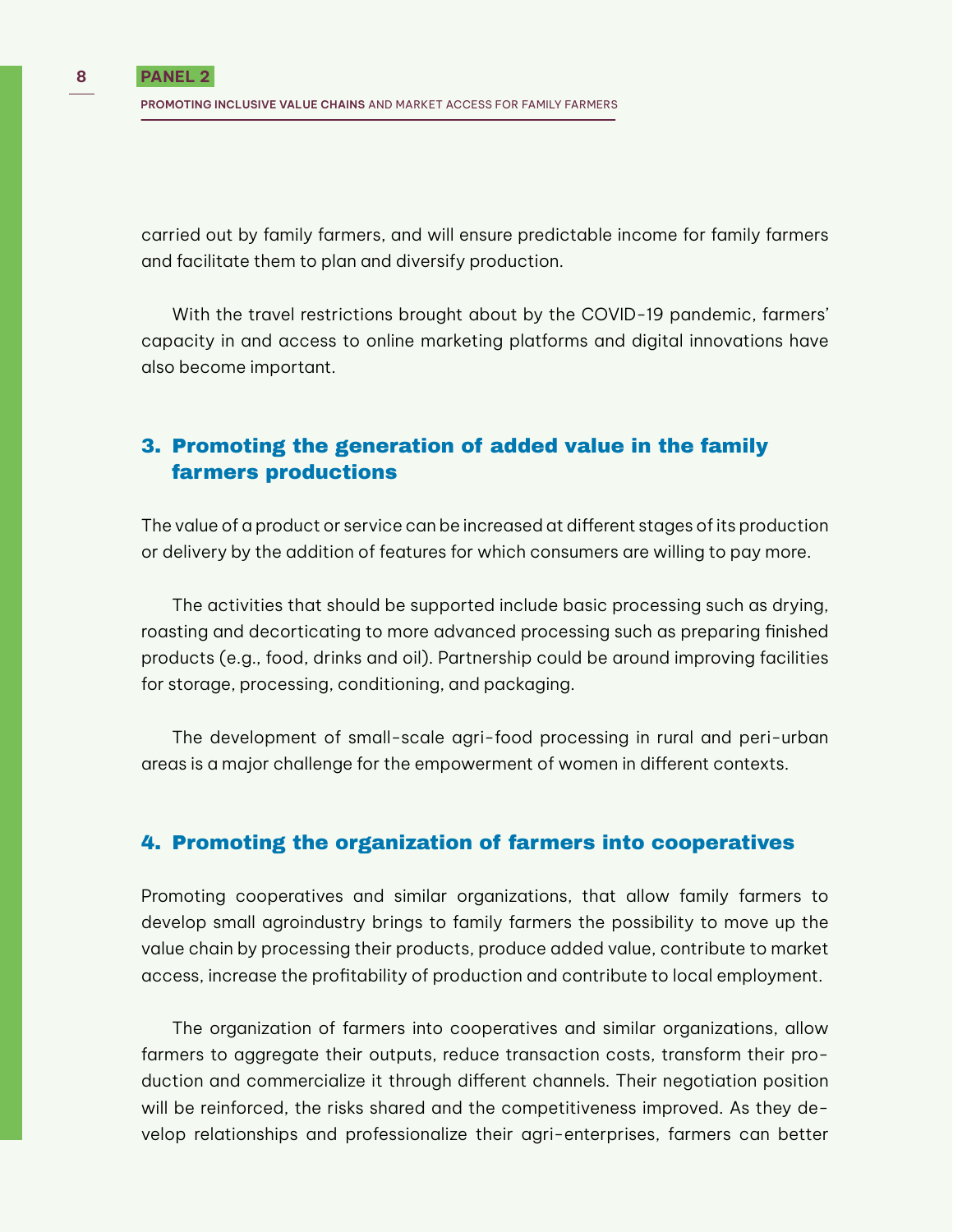carried out by family farmers, and will ensure predictable income for family farmers and facilitate them to plan and diversify production.

With the travel restrictions brought about by the COVID-19 pandemic, farmers' capacity in and access to online marketing platforms and digital innovations have also become important.

## 3. Promoting the generation of added value in the family farmers productions

The value of a product or service can be increased at different stages of its production or delivery by the addition of features for which consumers are willing to pay more.

The activities that should be supported include basic processing such as drying, roasting and decorticating to more advanced processing such as preparing finished products (e.g., food, drinks and oil). Partnership could be around improving facilities for storage, processing, conditioning, and packaging.

The development of small-scale agri-food processing in rural and peri-urban areas is a major challenge for the empowerment of women in different contexts.

## 4. Promoting the organization of farmers into cooperatives

Promoting cooperatives and similar organizations, that allow family farmers to develop small agroindustry brings to family farmers the possibility to move up the value chain by processing their products, produce added value, contribute to market access, increase the profitability of production and contribute to local employment.

The organization of farmers into cooperatives and similar organizations, allow farmers to aggregate their outputs, reduce transaction costs, transform their production and commercialize it through different channels. Their negotiation position will be reinforced, the risks shared and the competitiveness improved. As they develop relationships and professionalize their agri-enterprises, farmers can better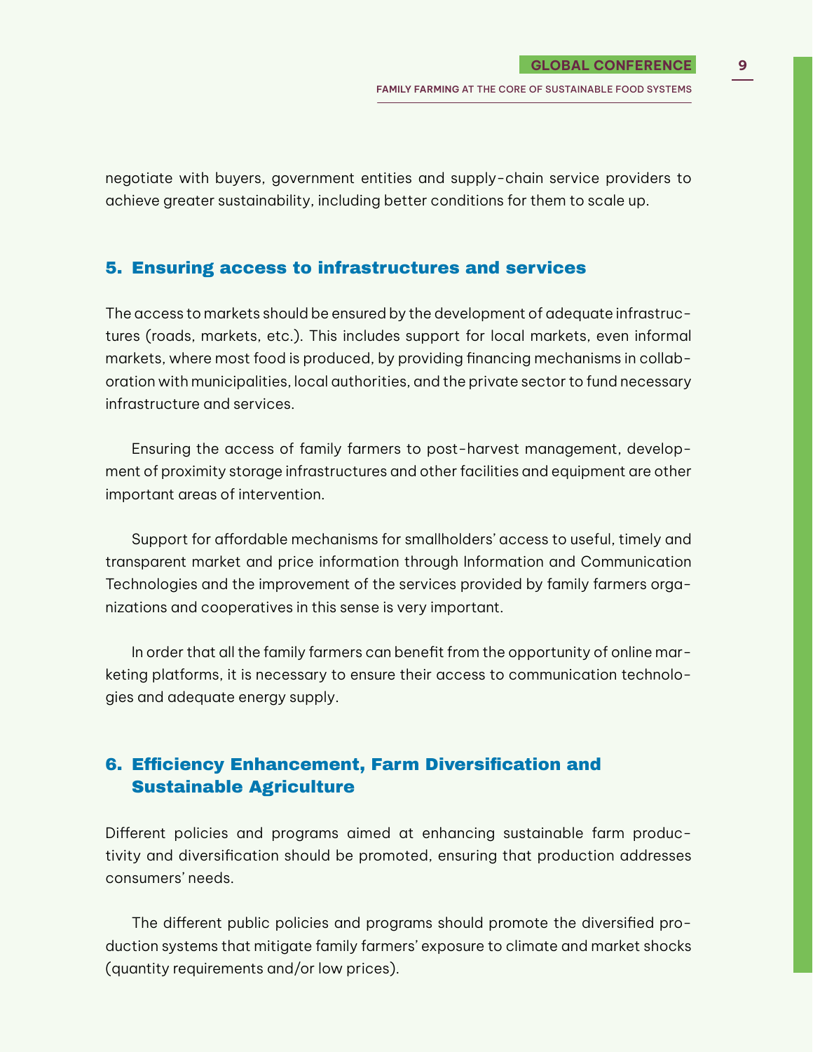negotiate with buyers, government entities and supply-chain service providers to achieve greater sustainability, including better conditions for them to scale up.

## 5. Ensuring access to infrastructures and services

The access to markets should be ensured by the development of adequate infrastructures (roads, markets, etc.). This includes support for local markets, even informal markets, where most food is produced, by providing financing mechanisms in collaboration with municipalities, local authorities, and the private sector to fund necessary infrastructure and services.

Ensuring the access of family farmers to post-harvest management, development of proximity storage infrastructures and other facilities and equipment are other important areas of intervention.

Support for affordable mechanisms for smallholders' access to useful, timely and transparent market and price information through Information and Communication Technologies and the improvement of the services provided by family farmers organizations and cooperatives in this sense is very important.

In order that all the family farmers can benefit from the opportunity of online marketing platforms, it is necessary to ensure their access to communication technologies and adequate energy supply.

## 6. Efficiency Enhancement, Farm Diversification and Sustainable Agriculture

Different policies and programs aimed at enhancing sustainable farm productivity and diversification should be promoted, ensuring that production addresses consumers' needs.

The different public policies and programs should promote the diversified production systems that mitigate family farmers' exposure to climate and market shocks (quantity requirements and/or low prices).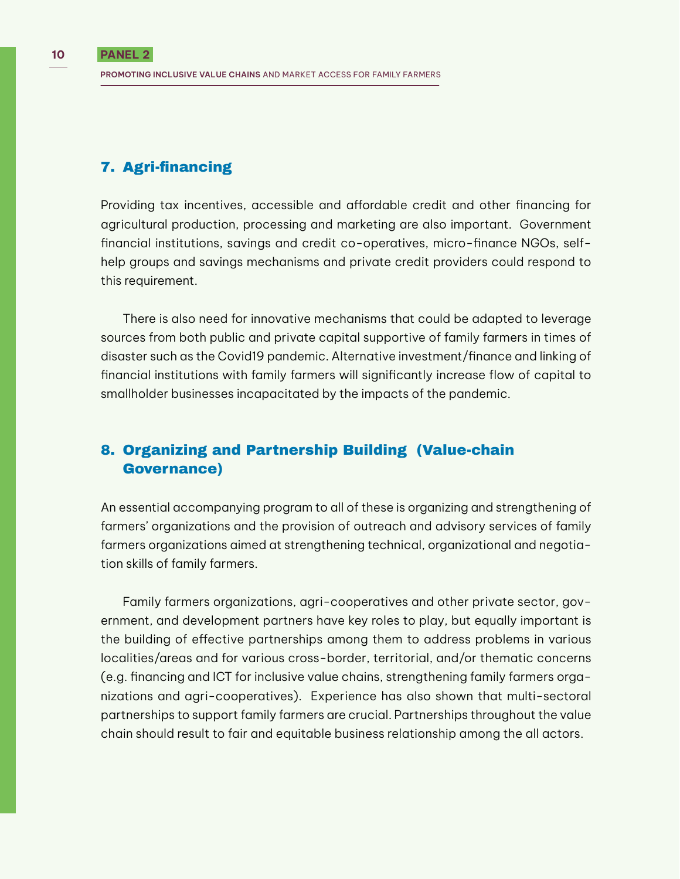## 7. Agri-financing

Providing tax incentives, accessible and affordable credit and other financing for agricultural production, processing and marketing are also important. Government financial institutions, savings and credit co-operatives, micro-finance NGOs, self-help groups and savings mechanisms and private credit providers could respond to this requirement.

There is also need for innovative mechanisms that could be adapted to leverage sources from both public and private capital supportive of family farmers in times of disaster such as the Covid19 pandemic. Alternative investment/finance and linking of financial institutions with family farmers will significantly increase flow of capital to smallholder businesses incapacitated by the impacts of the pandemic.

## 8. Organizing and Partnership Building (Value-chain Governance)

An essential accompanying program to all of these is organizing and strengthening of farmers' organizations and the provision of outreach and advisory services of family farmers organizations aimed at strengthening technical, organizational and negotiation skills of family farmers.

Family farmers organizations, agri-cooperatives and other private sector, government, and development partners have key roles to play, but equally important is the building of effective partnerships among them to address problems in various localities/areas and for various cross-border, territorial, and/or thematic concerns (e.g. financing and ICT for inclusive value chains, strengthening family farmers organizations and agri-cooperatives). Experience has also shown that multi-sectoral partnerships to support family farmers are crucial. Partnerships throughout the value chain should result to fair and equitable business relationship among the all actors.